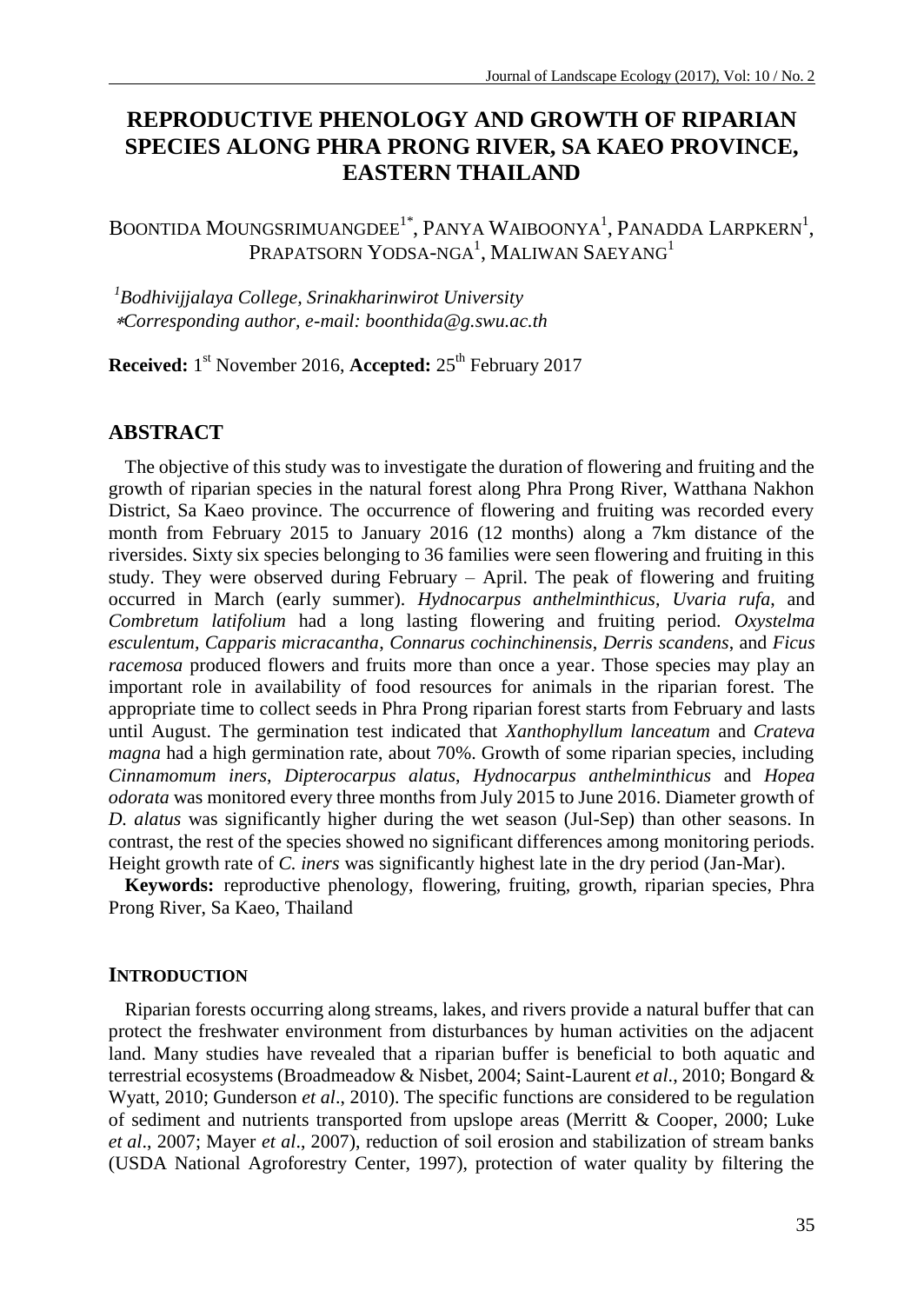# REPRODUCTIVE PHENOLOGY AND GROWTH OF RIPARIAN SPECIES ALONG PHRA PRONG RIVER, SA KAEO PROVINCE, EASTERN THAILAND

BOONTIDA MOUNGSRIMUANGDEE[1*], PANYA WAIBOONYA[1], PANADDA LARPKERN[1], PRAPATSORN YODSA-NGA[1], MALIWAN SAEYANG[1]

*[1]Bodhivijjalaya College, Srinakharinwirot University*
*\*Corresponding author, e-mail: boonthida@g.swu.ac.th*

**Received:** 1st November 2016, **Accepted:** 25th February 2017

## ABSTRACT

The objective of this study was to investigate the duration of flowering and fruiting and the growth of riparian species in the natural forest along Phra Prong River, Watthana Nakhon District, Sa Kaeo province. The occurrence of flowering and fruiting was recorded every month from February 2015 to January 2016 (12 months) along a 7km distance of the riversides. Sixty six species belonging to 36 families were seen flowering and fruiting in this study. They were observed during February – April. The peak of flowering and fruiting occurred in March (early summer). *Hydnocarpus anthelminthicus*, *Uvaria rufa*, and *Combretum latifolium* had a long lasting flowering and fruiting period. *Oxystelma esculentum, Capparis micracantha*, *Connarus cochinchinensis*, *Derris scandens*, and *Ficus racemosa* produced flowers and fruits more than once a year. Those species may play an important role in availability of food resources for animals in the riparian forest. The appropriate time to collect seeds in Phra Prong riparian forest starts from February and lasts until August. The germination test indicated that *Xanthophyllum lanceatum* and *Crateva magna* had a high germination rate, about 70%. Growth of some riparian species, including *Cinnamomum iners*, *Dipterocarpus alatus*, *Hydnocarpus anthelminthicus* and *Hopea odorata* was monitored every three months from July 2015 to June 2016. Diameter growth of *D. alatus* was significantly higher during the wet season (Jul-Sep) than other seasons. In contrast, the rest of the species showed no significant differences among monitoring periods. Height growth rate of *C. iners* was significantly highest late in the dry period (Jan-Mar).

**Keywords:** reproductive phenology, flowering, fruiting, growth, riparian species, Phra Prong River, Sa Kaeo, Thailand

## INTRODUCTION

Riparian forests occurring along streams, lakes, and rivers provide a natural buffer that can protect the freshwater environment from disturbances by human activities on the adjacent land. Many studies have revealed that a riparian buffer is beneficial to both aquatic and terrestrial ecosystems (Broadmeadow & Nisbet, 2004; Saint-Laurent *et al*., 2010; Bongard & Wyatt, 2010; Gunderson *et al*., 2010). The specific functions are considered to be regulation of sediment and nutrients transported from upslope areas (Merritt & Cooper, 2000; Luke *et al*., 2007; Mayer *et al*., 2007), reduction of soil erosion and stabilization of stream banks (USDA National Agroforestry Center, 1997), protection of water quality by filtering the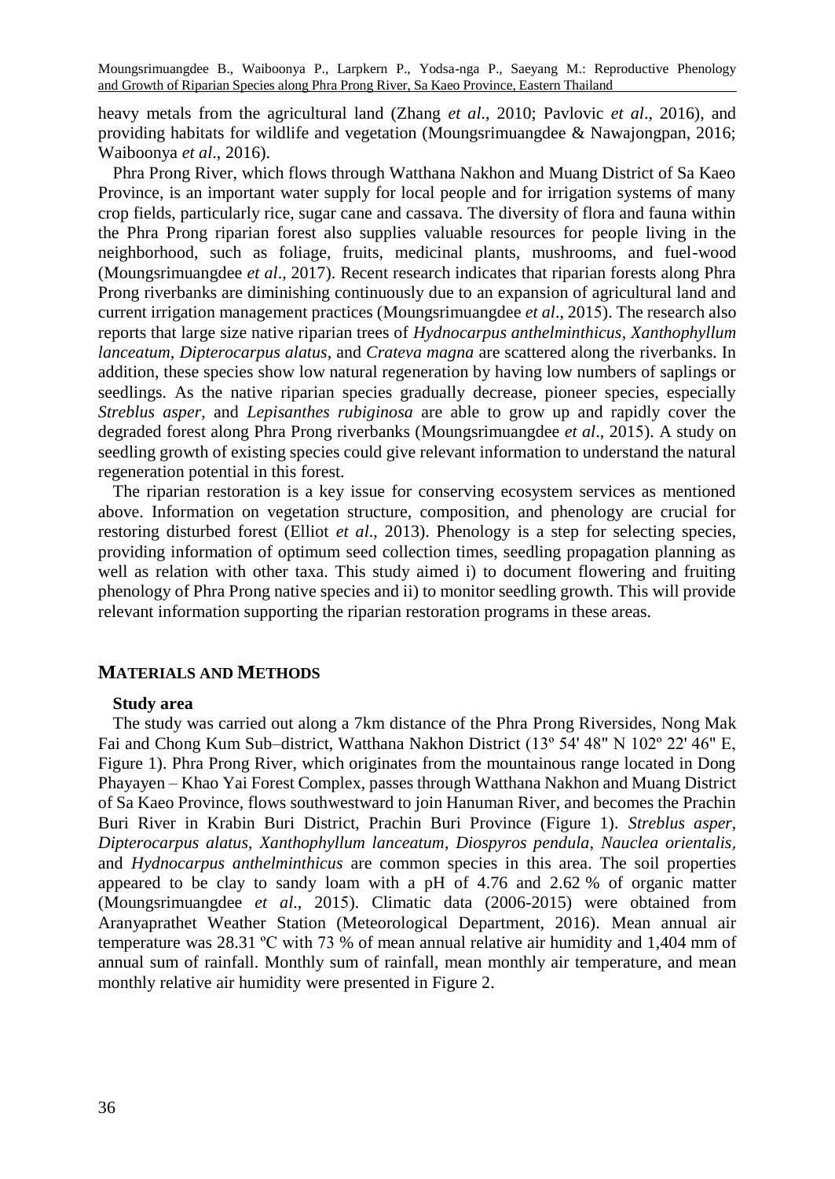heavy metals from the agricultural land (Zhang *et al*., 2010; Pavlovic *et al*., 2016), and providing habitats for wildlife and vegetation (Moungsrimuangdee & Nawajongpan, 2016; Waiboonya *et al*., 2016).

Phra Prong River, which flows through Watthana Nakhon and Muang District of Sa Kaeo Province, is an important water supply for local people and for irrigation systems of many crop fields, particularly rice, sugar cane and cassava. The diversity of flora and fauna within the Phra Prong riparian forest also supplies valuable resources for people living in the neighborhood, such as foliage, fruits, medicinal plants, mushrooms, and fuel-wood (Moungsrimuangdee *et al*., 2017). Recent research indicates that riparian forests along Phra Prong riverbanks are diminishing continuously due to an expansion of agricultural land and current irrigation management practices (Moungsrimuangdee *et al*., 2015). The research also reports that large size native riparian trees of *Hydnocarpus anthelminthicus*, *Xanthophyllum lanceatum*, *Dipterocarpus alatus*, and *Crateva magna* are scattered along the riverbanks. In addition, these species show low natural regeneration by having low numbers of saplings or seedlings. As the native riparian species gradually decrease, pioneer species, especially *Streblus asper*, and *Lepisanthes rubiginosa* are able to grow up and rapidly cover the degraded forest along Phra Prong riverbanks (Moungsrimuangdee *et al*., 2015). A study on seedling growth of existing species could give relevant information to understand the natural regeneration potential in this forest.

The riparian restoration is a key issue for conserving ecosystem services as mentioned above. Information on vegetation structure, composition, and phenology are crucial for restoring disturbed forest (Elliot *et al*., 2013). Phenology is a step for selecting species, providing information of optimum seed collection times, seedling propagation planning as well as relation with other taxa. This study aimed i) to document flowering and fruiting phenology of Phra Prong native species and ii) to monitor seedling growth. This will provide relevant information supporting the riparian restoration programs in these areas.

## MATERIALS AND METHODS

### Study area

The study was carried out along a 7km distance of the Phra Prong Riversides, Nong Mak Fai and Chong Kum Sub–district, Watthana Nakhon District (13º 54' 48" N 102º 22' 46" E, Figure 1). Phra Prong River, which originates from the mountainous range located in Dong Phayayen – Khao Yai Forest Complex, passes through Watthana Nakhon and Muang District of Sa Kaeo Province, flows southwestward to join Hanuman River, and becomes the Prachin Buri River in Krabin Buri District, Prachin Buri Province (Figure 1). *Streblus asper*, *Dipterocarpus alatus*, *Xanthophyllum lanceatum*, *Diospyros pendula*, *Nauclea orientalis,* and *Hydnocarpus anthelminthicus* are common species in this area. The soil properties appeared to be clay to sandy loam with a pH of 4.76 and 2.62 % of organic matter (Moungsrimuangdee *et al*., 2015). Climatic data (2006-2015) were obtained from Aranyaprathet Weather Station (Meteorological Department, 2016). Mean annual air temperature was 28.31 ºC with 73 % of mean annual relative air humidity and 1,404 mm of annual sum of rainfall. Monthly sum of rainfall, mean monthly air temperature, and mean monthly relative air humidity were presented in Figure 2.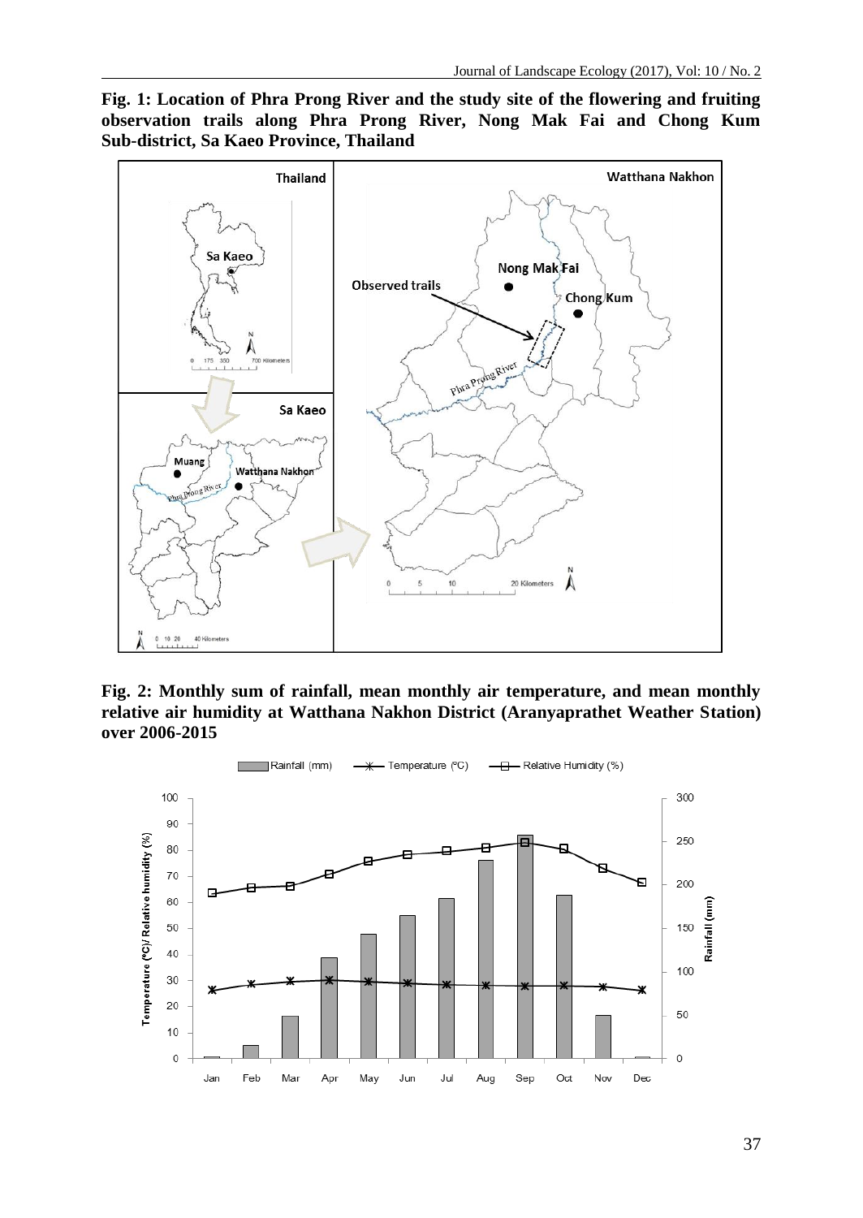**Fig. 1: Location of Phra Prong River and the study site of the flowering and fruiting observation trails along Phra Prong River, Nong Mak Fai and Chong Kum Sub-district, Sa Kaeo Province, Thailand**

**Fig. 2: Monthly sum of rainfall, mean monthly air temperature, and mean monthly relative air humidity at Watthana Nakhon District (Aranyaprathet Weather Station) over 2006-2015**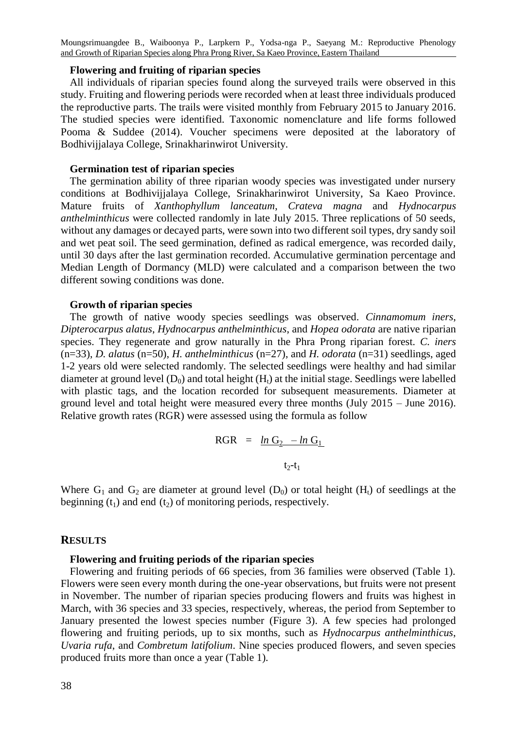**Flowering and fruiting of riparian species**

All individuals of riparian species found along the surveyed trails were observed in this study. Fruiting and flowering periods were recorded when at least three individuals produced the reproductive parts. The trails were visited monthly from February 2015 to January 2016. The studied species were identified. Taxonomic nomenclature and life forms followed Pooma & Suddee (2014). Voucher specimens were deposited at the laboratory of Bodhivijjalaya College, Srinakharinwirot University.

**Germination test of riparian species**

The germination ability of three riparian woody species was investigated under nursery conditions at Bodhivijjalaya College, Srinakharinwirot University, Sa Kaeo Province. Mature fruits of *Xanthophyllum lanceatum*, *Crateva magna* and *Hydnocarpus anthelminthicus* were collected randomly in late July 2015. Three replications of 50 seeds, without any damages or decayed parts, were sown into two different soil types, dry sandy soil and wet peat soil. The seed germination, defined as radical emergence, was recorded daily, until 30 days after the last germination recorded. Accumulative germination percentage and Median Length of Dormancy (MLD) were calculated and a comparison between the two different sowing conditions was done.

**Growth of riparian species**

The growth of native woody species seedlings was observed. *Cinnamomum iners*, *Dipterocarpus alatus*, *Hydnocarpus anthelminthicus*, and *Hopea odorata* are native riparian species. They regenerate and grow naturally in the Phra Prong riparian forest. *C. iners* (n=33), *D. alatus* (n=50), *H. anthelminthicus* (n=27), and *H. odorata* (n=31) seedlings, aged 1-2 years old were selected randomly. The selected seedlings were healthy and had similar diameter at ground level ($D_0$) and total height ($H_t$) at the initial stage. Seedlings were labelled with plastic tags, and the location recorded for subsequent measurements. Diameter at ground level and total height were measured every three months (July 2015 – June 2016). Relative growth rates (RGR) were assessed using the formula as follow

$$RGR = \frac{\ln G_2 - \ln G_1}{t_2 - t_1}$$

Where $G_1$ and $G_2$ are diameter at ground level ($D_0$) or total height ($H_t$) of seedlings at the beginning ($t_1$) and end ($t_2$) of monitoring periods, respectively.

## RESULTS

**Flowering and fruiting periods of the riparian species**

Flowering and fruiting periods of 66 species, from 36 families were observed (Table 1). Flowers were seen every month during the one-year observations, but fruits were not present in November. The number of riparian species producing flowers and fruits was highest in March, with 36 species and 33 species, respectively, whereas, the period from September to January presented the lowest species number (Figure 3). A few species had prolonged flowering and fruiting periods, up to six months, such as *Hydnocarpus anthelminthicus*, *Uvaria rufa*, and *Combretum latifolium*. Nine species produced flowers, and seven species produced fruits more than once a year (Table 1).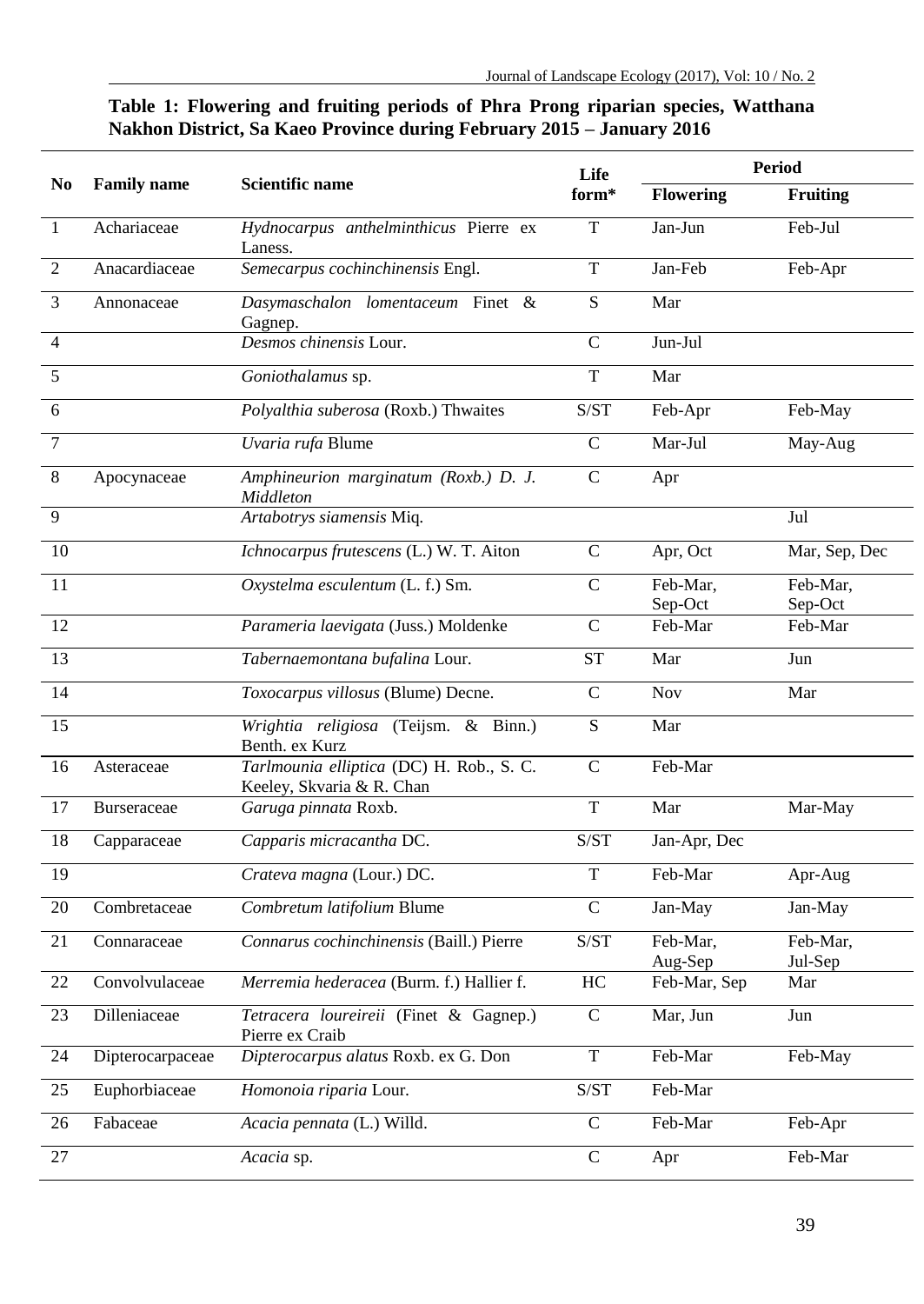**Table 1: Flowering and fruiting periods of Phra Prong riparian species, Watthana Nakhon District, Sa Kaeo Province during February 2015 – January 2016**

| No | Family name | Scientific name | Life form* | Period | |
|---|---|---|---|---|---|
| | | | | **Flowering** | **Fruiting** |
| 1 | Achariaceae | *Hydnocarpus anthelminthicus* Pierre ex Laness. | T | Jan-Jun | Feb-Jul |
| 2 | Anacardiaceae | *Semecarpus cochinchinensis* Engl. | T | Jan-Feb | Feb-Apr |
| 3 | Annonaceae | *Dasymaschalon lomentaceum* Finet & Gagnep. | S | Mar | |
| 4 | | *Desmos chinensis* Lour. | C | Jun-Jul | |
| 5 | | *Goniothalamus* sp. | T | Mar | |
| 6 | | *Polyalthia suberosa* (Roxb.) Thwaites | S/ST | Feb-Apr | Feb-May |
| 7 | | *Uvaria rufa* Blume | C | Mar-Jul | May-Aug |
| 8 | Apocynaceae | *Amphineurion marginatum (Roxb.) D. J. Middleton* | C | Apr | |
| 9 | | *Artabotrys siamensis* Miq. | | | Jul |
| 10 | | *Ichnocarpus frutescens* (L.) W. T. Aiton | C | Apr, Oct | Mar, Sep, Dec |
| 11 | | *Oxystelma esculentum* (L. f.) Sm. | C | Feb-Mar, Sep-Oct | Feb-Mar, Sep-Oct |
| 12 | | *Parameria laevigata* (Juss.) Moldenke | C | Feb-Mar | Feb-Mar |
| 13 | | *Tabernaemontana bufalina* Lour. | ST | Mar | Jun |
| 14 | | *Toxocarpus villosus* (Blume) Decne. | C | Nov | Mar |
| 15 | | *Wrightia religiosa* (Teijsm. & Binn.) Benth. ex Kurz | S | Mar | |
| 16 | Asteraceae | *Tarlmounia elliptica* (DC) H. Rob., S. C. Keeley, Skvaria & R. Chan | C | Feb-Mar | |
| 17 | Burseraceae | *Garuga pinnata* Roxb. | T | Mar | Mar-May |
| 18 | Capparaceae | *Capparis micracantha* DC. | S/ST | Jan-Apr, Dec | |
| 19 | | *Crateva magna* (Lour.) DC. | T | Feb-Mar | Apr-Aug |
| 20 | Combretaceae | *Combretum latifolium* Blume | C | Jan-May | Jan-May |
| 21 | Connaraceae | *Connarus cochinchinensis* (Baill.) Pierre | S/ST | Feb-Mar, Aug-Sep | Feb-Mar, Jul-Sep |
| 22 | Convolvulaceae | *Merremia hederacea* (Burm. f.) Hallier f. | HC | Feb-Mar, Sep | Mar |
| 23 | Dilleniaceae | *Tetracera loureireii* (Finet & Gagnep.) Pierre ex Craib | C | Mar, Jun | Jun |
| 24 | Dipterocarpaceae | *Dipterocarpus alatus* Roxb. ex G. Don | T | Feb-Mar | Feb-May |
| 25 | Euphorbiaceae | *Homonoia riparia* Lour. | S/ST | Feb-Mar | |
| 26 | Fabaceae | *Acacia pennata* (L.) Willd. | C | Feb-Mar | Feb-Apr |
| 27 | | *Acacia* sp. | C | Apr | Feb-Mar |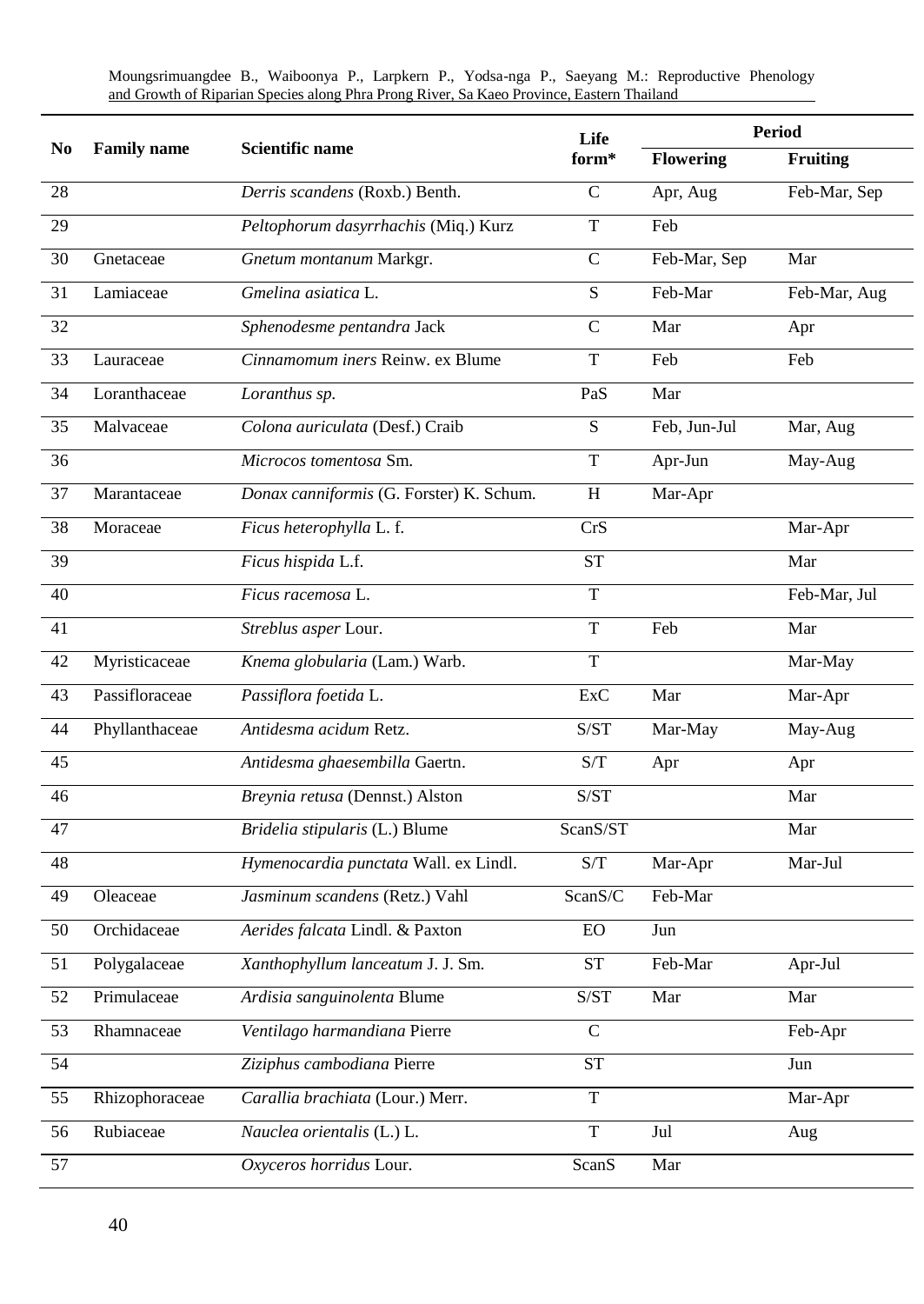| No | Family name | Scientific name | Life form* | Period | |
|---|---|---|---|---|---|
| | | | | Flowering | Fruiting |
| 28 | | *Derris scandens* (Roxb.) Benth. | C | Apr, Aug | Feb-Mar, Sep |
| 29 | | *Peltophorum dasyrrhachis* (Miq.) Kurz | T | Feb | |
| 30 | Gnetaceae | *Gnetum montanum* Markgr. | C | Feb-Mar, Sep | Mar |
| 31 | Lamiaceae | *Gmelina asiatica* L. | S | Feb-Mar | Feb-Mar, Aug |
| 32 | | *Sphenodesme pentandra* Jack | C | Mar | Apr |
| 33 | Lauraceae | *Cinnamomum iners* Reinw. ex Blume | T | Feb | Feb |
| 34 | Loranthaceae | *Loranthus sp.* | PaS | Mar | |
| 35 | Malvaceae | *Colona auriculata* (Desf.) Craib | S | Feb, Jun-Jul | Mar, Aug |
| 36 | | *Microcos tomentosa* Sm. | T | Apr-Jun | May-Aug |
| 37 | Marantaceae | *Donax canniformis* (G. Forster) K. Schum. | H | Mar-Apr | |
| 38 | Moraceae | *Ficus heterophylla* L. f. | CrS | | Mar-Apr |
| 39 | | *Ficus hispida* L.f. | ST | | Mar |
| 40 | | *Ficus racemosa* L. | T | | Feb-Mar, Jul |
| 41 | | *Streblus asper* Lour. | T | Feb | Mar |
| 42 | Myristicaceae | *Knema globularia* (Lam.) Warb. | T | | Mar-May |
| 43 | Passifloraceae | *Passiflora foetida* L. | ExC | Mar | Mar-Apr |
| 44 | Phyllanthaceae | *Antidesma acidum* Retz. | S/ST | Mar-May | May-Aug |
| 45 | | *Antidesma ghaesembilla* Gaertn. | S/T | Apr | Apr |
| 46 | | *Breynia retusa* (Dennst.) Alston | S/ST | | Mar |
| 47 | | *Bridelia stipularis* (L.) Blume | ScanS/ST | | Mar |
| 48 | | *Hymenocardia punctata* Wall. ex Lindl. | S/T | Mar-Apr | Mar-Jul |
| 49 | Oleaceae | *Jasminum scandens* (Retz.) Vahl | ScanS/C | Feb-Mar | |
| 50 | Orchidaceae | *Aerides falcata* Lindl. & Paxton | EO | Jun | |
| 51 | Polygalaceae | *Xanthophyllum lanceatum* J. J. Sm. | ST | Feb-Mar | Apr-Jul |
| 52 | Primulaceae | *Ardisia sanguinolenta* Blume | S/ST | Mar | Mar |
| 53 | Rhamnaceae | *Ventilago harmandiana* Pierre | C | | Feb-Apr |
| 54 | | *Ziziphus cambodiana* Pierre | ST | | Jun |
| 55 | Rhizophoraceae | *Carallia brachiata* (Lour.) Merr. | T | | Mar-Apr |
| 56 | Rubiaceae | *Nauclea orientalis* (L.) L. | T | Jul | Aug |
| 57 | | *Oxyceros horridus* Lour. | ScanS | Mar | |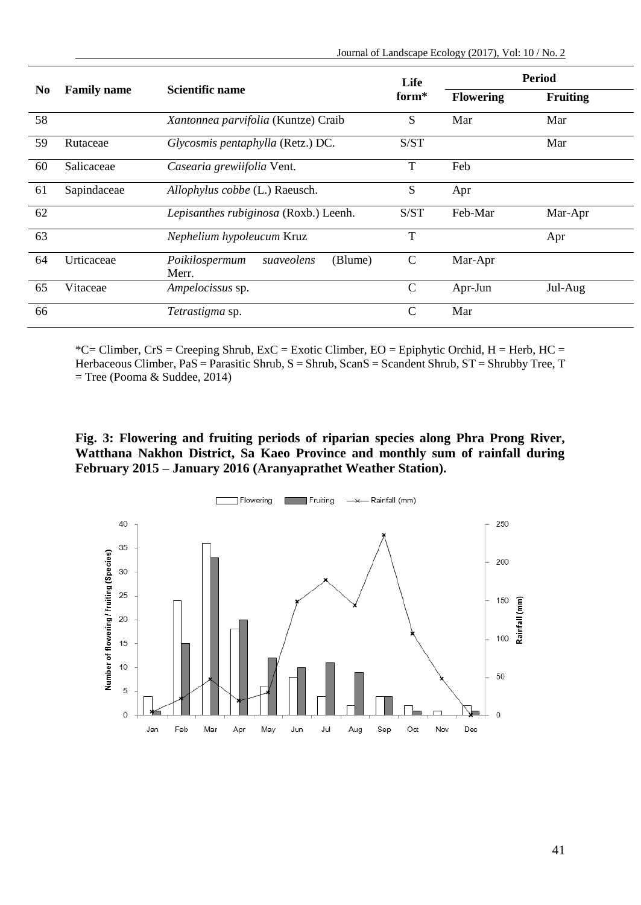| No | Family name | Scientific name | Life form* | Period | |
|---|---|---|---|---|---|
| | | | | **Flowering** | **Fruiting** |
| 58 | | *Xantonnea parvifolia* (Kuntze) Craib | S | Mar | Mar |
| 59 | Rutaceae | *Glycosmis pentaphylla* (Retz.) DC. | S/ST | | Mar |
| 60 | Salicaceae | *Casearia grewiifolia* Vent. | T | Feb | |
| 61 | Sapindaceae | *Allophylus cobbe* (L.) Raeusch. | S | Apr | |
| 62 | | *Lepisanthes rubiginosa* (Roxb.) Leenh. | S/ST | Feb-Mar | Mar-Apr |
| 63 | | *Nephelium hypoleucum* Kruz | T | | Apr |
| 64 | Urticaceae | *Poikilospermum suaveolens* (Blume) Merr. | C | Mar-Apr | |
| 65 | Vitaceae | *Ampelocissus* sp. | C | Apr-Jun | Jul-Aug |
| 66 | | *Tetrastigma* sp. | C | Mar | |

*C= Climber, CrS = Creeping Shrub, ExC = Exotic Climber, EO = Epiphytic Orchid, H = Herb, HC = Herbaceous Climber, PaS = Parasitic Shrub, S = Shrub, ScanS = Scandent Shrub, ST = Shrubby Tree, T = Tree (Pooma & Suddee, 2014)

**Fig. 3: Flowering and fruiting periods of riparian species along Phra Prong River, Watthana Nakhon District, Sa Kaeo Province and monthly sum of rainfall during February 2015 – January 2016 (Aranyaprathet Weather Station).**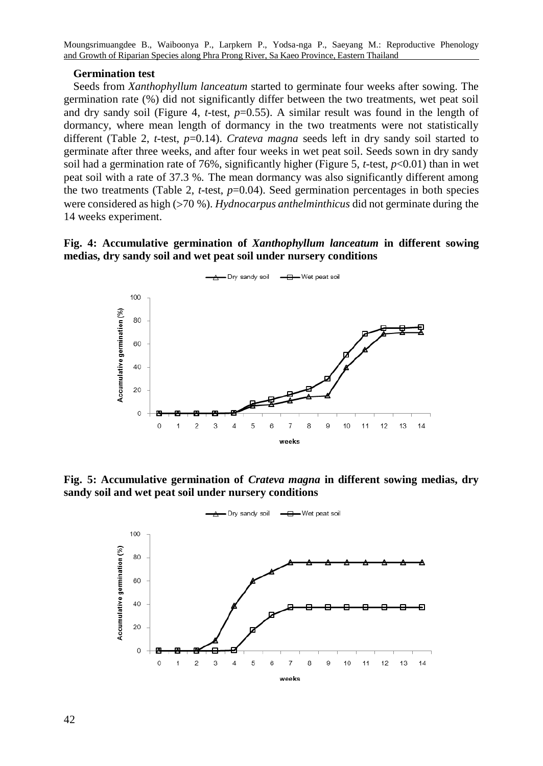**Germination test**

Seeds from *Xanthophyllum lanceatum* started to germinate four weeks after sowing. The germination rate (%) did not significantly differ between the two treatments, wet peat soil and dry sandy soil (Figure 4, *t*-test, $p$=0.55). A similar result was found in the length of dormancy, where mean length of dormancy in the two treatments were not statistically different (Table 2, *t*-test, $p$=0.14). *Crateva magna* seeds left in dry sandy soil started to germinate after three weeks, and after four weeks in wet peat soil. Seeds sown in dry sandy soil had a germination rate of 76%, significantly higher (Figure 5, *t*-test, $p$<0.01) than in wet peat soil with a rate of 37.3 %. The mean dormancy was also significantly different among the two treatments (Table 2, *t*-test, $p$=0.04). Seed germination percentages in both species were considered as high (>70 %). *Hydnocarpus anthelminthicus* did not germinate during the 14 weeks experiment.

**Fig. 4: Accumulative germination of *Xanthophyllum lanceatum* in different sowing medias, dry sandy soil and wet peat soil under nursery conditions**

**Fig. 5: Accumulative germination of *Crateva magna* in different sowing medias, dry sandy soil and wet peat soil under nursery conditions**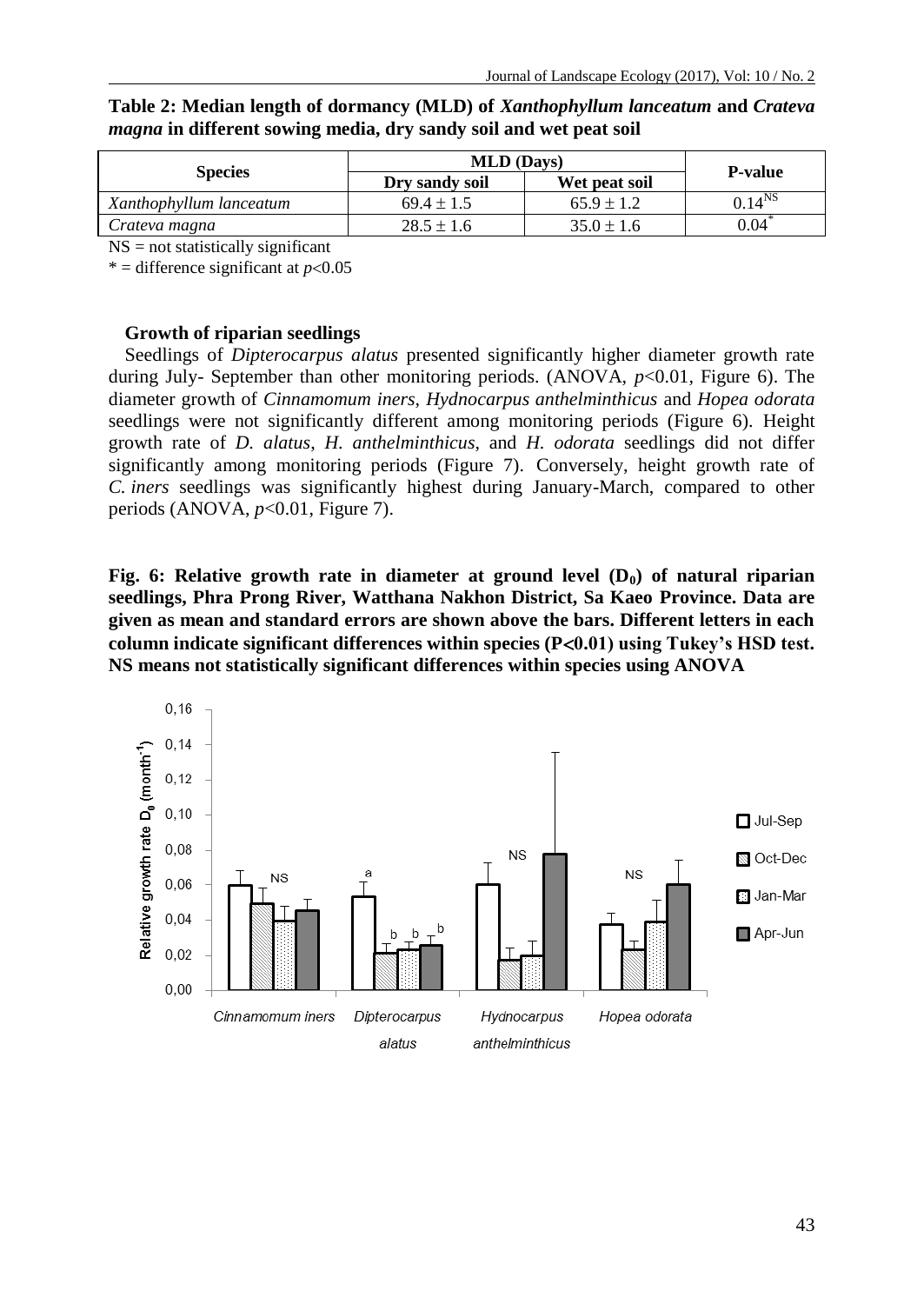**Table 2: Median length of dormancy (MLD) of *Xanthophyllum lanceatum* and *Crateva magna* in different sowing media, dry sandy soil and wet peat soil**

| Species | MLD (Days) | | P-value |
|---|---|---|---|
| | Dry sandy soil | Wet peat soil | |
| *Xanthophyllum lanceatum* | 69.4 ± 1.5 | 65.9 ± 1.2 | $0.14^{NS}$ |
| *Crateva magna* | 28.5 ± 1.6 | 35.0 ± 1.6 | $0.04^{*}$ |

NS = not statistically significant

\* = difference significant at $p<0.05$

### Growth of riparian seedlings

Seedlings of *Dipterocarpus alatus* presented significantly higher diameter growth rate during July- September than other monitoring periods. (ANOVA, $p<0.01$, Figure 6). The diameter growth of *Cinnamomum iners, Hydnocarpus anthelminthicus* and *Hopea odorata* seedlings were not significantly different among monitoring periods (Figure 6). Height growth rate of *D. alatus*, *H. anthelminthicus*, and *H. odorata* seedlings did not differ significantly among monitoring periods (Figure 7). Conversely, height growth rate of *C. iners* seedlings was significantly highest during January-March, compared to other periods (ANOVA, $p<0.01$, Figure 7).

**Fig. 6: Relative growth rate in diameter at ground level ($D_0$) of natural riparian seedlings, Phra Prong River, Watthana Nakhon District, Sa Kaeo Province. Data are given as mean and standard errors are shown above the bars. Different letters in each column indicate significant differences within species ($P<0.01$) using Tukey's HSD test. NS means not statistically significant differences within species using ANOVA**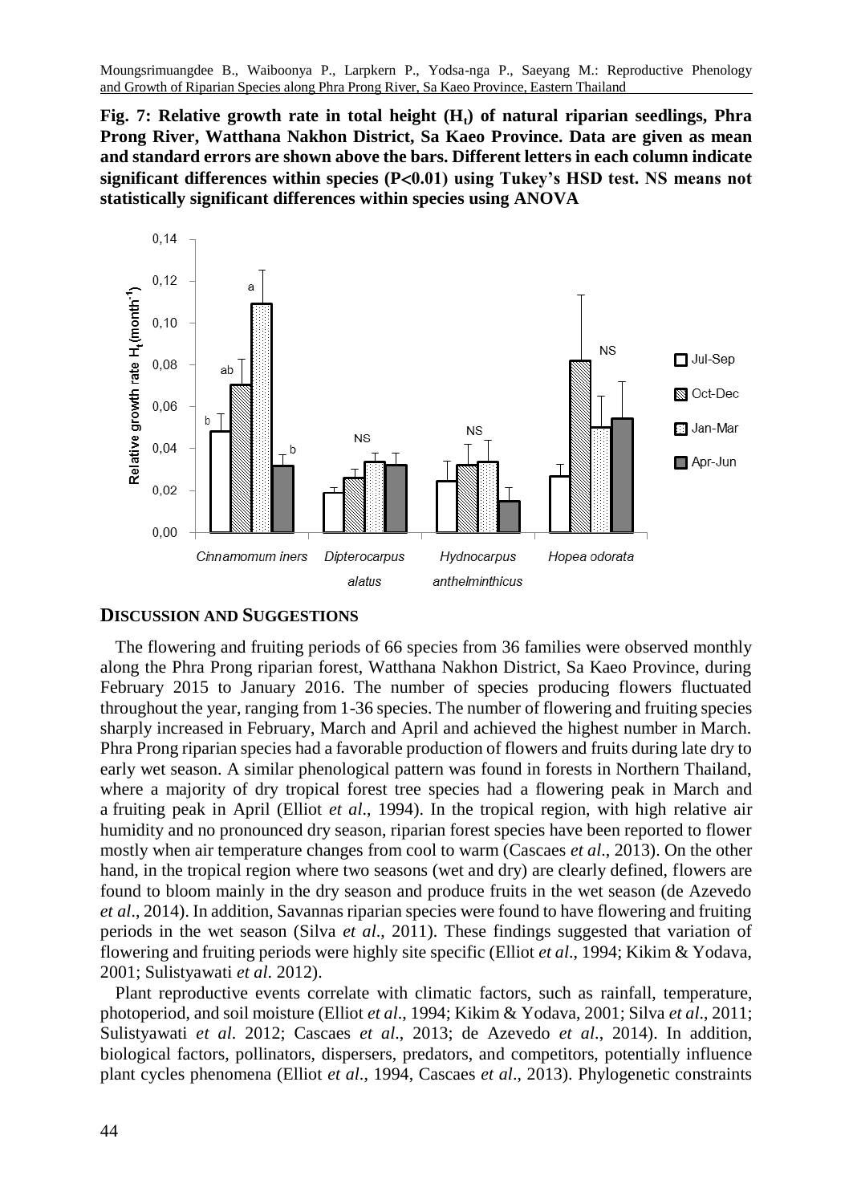**Fig. 7: Relative growth rate in total height ($H_t$) of natural riparian seedlings, Phra Prong River, Watthana Nakhon District, Sa Kaeo Province. Data are given as mean and standard errors are shown above the bars. Different letters in each column indicate significant differences within species ($P < 0.01$) using Tukey's HSD test. NS means not statistically significant differences within species using ANOVA**

## DISCUSSION AND SUGGESTIONS

The flowering and fruiting periods of 66 species from 36 families were observed monthly along the Phra Prong riparian forest, Watthana Nakhon District, Sa Kaeo Province, during February 2015 to January 2016. The number of species producing flowers fluctuated throughout the year, ranging from 1-36 species. The number of flowering and fruiting species sharply increased in February, March and April and achieved the highest number in March. Phra Prong riparian species had a favorable production of flowers and fruits during late dry to early wet season. A similar phenological pattern was found in forests in Northern Thailand, where a majority of dry tropical forest tree species had a flowering peak in March and a fruiting peak in April (Elliot *et al*., 1994). In the tropical region, with high relative air humidity and no pronounced dry season, riparian forest species have been reported to flower mostly when air temperature changes from cool to warm (Cascaes *et al*., 2013). On the other hand, in the tropical region where two seasons (wet and dry) are clearly defined, flowers are found to bloom mainly in the dry season and produce fruits in the wet season (de Azevedo *et al*., 2014). In addition, Savannas riparian species were found to have flowering and fruiting periods in the wet season (Silva *et al*., 2011). These findings suggested that variation of flowering and fruiting periods were highly site specific (Elliot *et al*., 1994; Kikim & Yodava, 2001; Sulistyawati *et al*. 2012).

Plant reproductive events correlate with climatic factors, such as rainfall, temperature, photoperiod, and soil moisture (Elliot *et al*., 1994; Kikim & Yodava, 2001; Silva *et al*., 2011; Sulistyawati *et al*. 2012; Cascaes *et al*., 2013; de Azevedo *et al*., 2014). In addition, biological factors, pollinators, dispersers, predators, and competitors, potentially influence plant cycles phenomena (Elliot *et al*., 1994, Cascaes *et al*., 2013). Phylogenetic constraints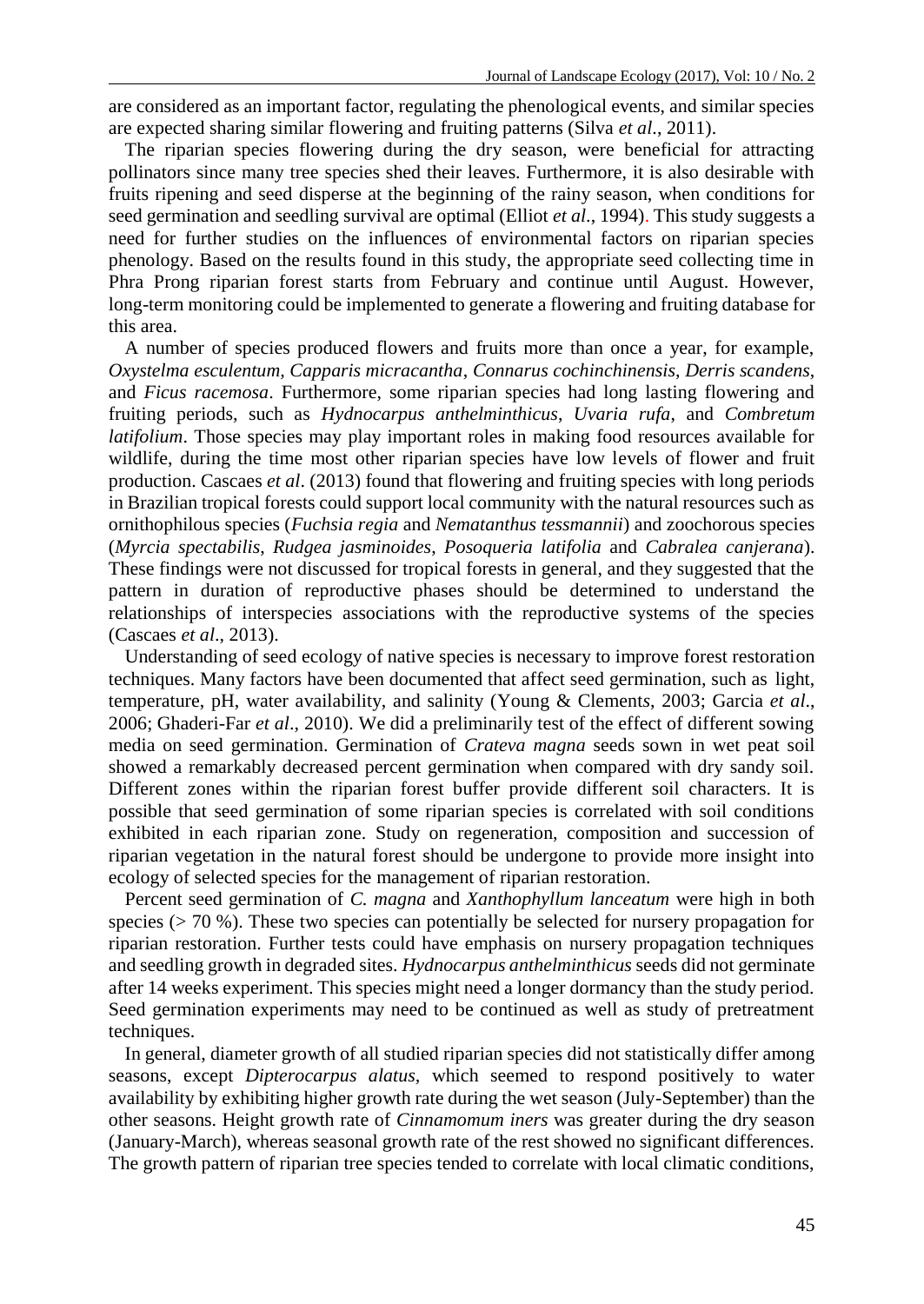are considered as an important factor, regulating the phenological events, and similar species are expected sharing similar flowering and fruiting patterns (Silva *et al*., 2011).

The riparian species flowering during the dry season, were beneficial for attracting pollinators since many tree species shed their leaves. Furthermore, it is also desirable with fruits ripening and seed disperse at the beginning of the rainy season, when conditions for seed germination and seedling survival are optimal (Elliot *et al*., 1994). This study suggests a need for further studies on the influences of environmental factors on riparian species phenology. Based on the results found in this study, the appropriate seed collecting time in Phra Prong riparian forest starts from February and continue until August. However, long-term monitoring could be implemented to generate a flowering and fruiting database for this area.

A number of species produced flowers and fruits more than once a year, for example, *Oxystelma esculentum*, *Capparis micracantha*, *Connarus cochinchinensis*, *Derris scandens*, and *Ficus racemosa*. Furthermore, some riparian species had long lasting flowering and fruiting periods, such as *Hydnocarpus anthelminthicus*, *Uvaria rufa*, and *Combretum latifolium*. Those species may play important roles in making food resources available for wildlife, during the time most other riparian species have low levels of flower and fruit production. Cascaes *et al*. (2013) found that flowering and fruiting species with long periods in Brazilian tropical forests could support local community with the natural resources such as ornithophilous species (*Fuchsia regia* and *Nematanthus tessmannii*) and zoochorous species (*Myrcia spectabilis*, *Rudgea jasminoides*, *Posoqueria latifolia* and *Cabralea canjerana*). These findings were not discussed for tropical forests in general, and they suggested that the pattern in duration of reproductive phases should be determined to understand the relationships of interspecies associations with the reproductive systems of the species (Cascaes *et al*., 2013).

Understanding of seed ecology of native species is necessary to improve forest restoration techniques. Many factors have been documented that affect seed germination, such as light, temperature, pH, water availability, and salinity (Young & Clements, 2003; Garcia *et al*., 2006; Ghaderi-Far *et al*., 2010). We did a preliminarily test of the effect of different sowing media on seed germination. Germination of *Crateva magna* seeds sown in wet peat soil showed a remarkably decreased percent germination when compared with dry sandy soil. Different zones within the riparian forest buffer provide different soil characters. It is possible that seed germination of some riparian species is correlated with soil conditions exhibited in each riparian zone. Study on regeneration, composition and succession of riparian vegetation in the natural forest should be undergone to provide more insight into ecology of selected species for the management of riparian restoration.

Percent seed germination of *C. magna* and *Xanthophyllum lanceatum* were high in both species (> 70 %). These two species can potentially be selected for nursery propagation for riparian restoration. Further tests could have emphasis on nursery propagation techniques and seedling growth in degraded sites. *Hydnocarpus anthelminthicus* seeds did not germinate after 14 weeks experiment. This species might need a longer dormancy than the study period. Seed germination experiments may need to be continued as well as study of pretreatment techniques.

In general, diameter growth of all studied riparian species did not statistically differ among seasons, except *Dipterocarpus alatus*, which seemed to respond positively to water availability by exhibiting higher growth rate during the wet season (July-September) than the other seasons. Height growth rate of *Cinnamomum iners* was greater during the dry season (January-March), whereas seasonal growth rate of the rest showed no significant differences. The growth pattern of riparian tree species tended to correlate with local climatic conditions,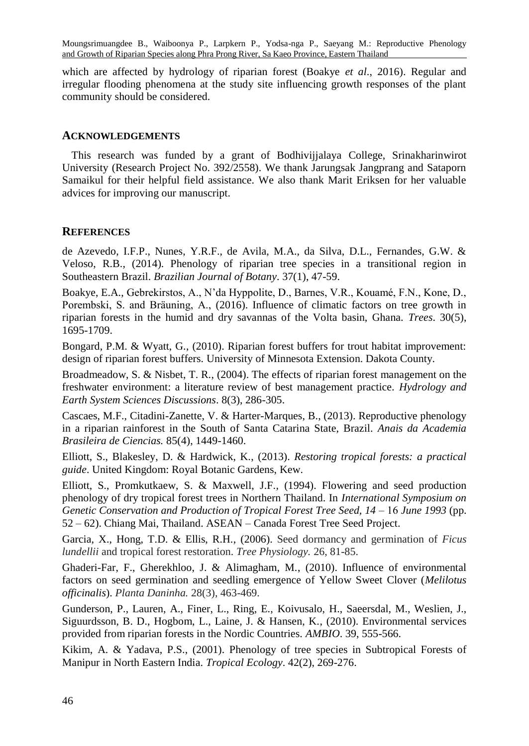which are affected by hydrology of riparian forest (Boakye *et al*., 2016). Regular and irregular flooding phenomena at the study site influencing growth responses of the plant community should be considered.

## ACKNOWLEDGEMENTS

This research was funded by a grant of Bodhivijjalaya College, Srinakharinwirot University (Research Project No. 392/2558). We thank Jarungsak Jangprang and Sataporn Samaikul for their helpful field assistance. We also thank Marit Eriksen for her valuable advices for improving our manuscript.

## REFERENCES

de Azevedo, I.F.P., Nunes, Y.R.F., de Avila, M.A., da Silva, D.L., Fernandes, G.W. & Veloso, R.B., (2014). Phenology of riparian tree species in a transitional region in Southeastern Brazil. *Brazilian Journal of Botany*. 37(1), 47-59.

Boakye, E.A., Gebrekirstos, A., N'da Hyppolite, D., Barnes, V.R., Kouamé, F.N., Kone, D., Porembski, S. and Bräuning, A., (2016). Influence of climatic factors on tree growth in riparian forests in the humid and dry savannas of the Volta basin, Ghana. *Trees*. 30(5), 1695-1709.

Bongard, P.M. & Wyatt, G., (2010). Riparian forest buffers for trout habitat improvement: design of riparian forest buffers. University of Minnesota Extension. Dakota County.

Broadmeadow, S. & Nisbet, T. R., (2004). The effects of riparian forest management on the freshwater environment: a literature review of best management practice. *Hydrology and Earth System Sciences Discussions*. 8(3), 286-305.

Cascaes, M.F., Citadini-Zanette, V. & Harter-Marques, B., (2013). Reproductive phenology in a riparian rainforest in the South of Santa Catarina State, Brazil. *Anais da Academia Brasileira de Ciencias.* 85(4), 1449-1460.

Elliott, S., Blakesley, D. & Hardwick, K., (2013). *Restoring tropical forests: a practical guide*. United Kingdom: Royal Botanic Gardens, Kew.

Elliott, S., Promkutkaew, S. & Maxwell, J.F., (1994). Flowering and seed production phenology of dry tropical forest trees in Northern Thailand. In *International Symposium on Genetic Conservation and Production of Tropical Forest Tree Seed, 14 – 16 June 1993* (pp. 52 – 62). Chiang Mai, Thailand. ASEAN – Canada Forest Tree Seed Project.

Garcia, X., Hong, T.D. & Ellis, R.H., (2006). Seed dormancy and germination of *Ficus lundellii* and tropical forest restoration. *Tree Physiology.* 26, 81-85.

Ghaderi-Far, F., Gherekhloo, J. & Alimagham, M., (2010). Influence of environmental factors on seed germination and seedling emergence of Yellow Sweet Clover (*Melilotus officinalis*). *Planta Daninha.* 28(3), 463-469.

Gunderson, P., Lauren, A., Finer, L., Ring, E., Koivusalo, H., Saeersdal, M., Weslien, J., Siguurdsson, B. D., Hogbom, L., Laine, J. & Hansen, K., (2010). Environmental services provided from riparian forests in the Nordic Countries. *AMBIO*. 39, 555-566.

Kikim, A. & Yadava, P.S., (2001). Phenology of tree species in Subtropical Forests of Manipur in North Eastern India. *Tropical Ecology*. 42(2), 269-276.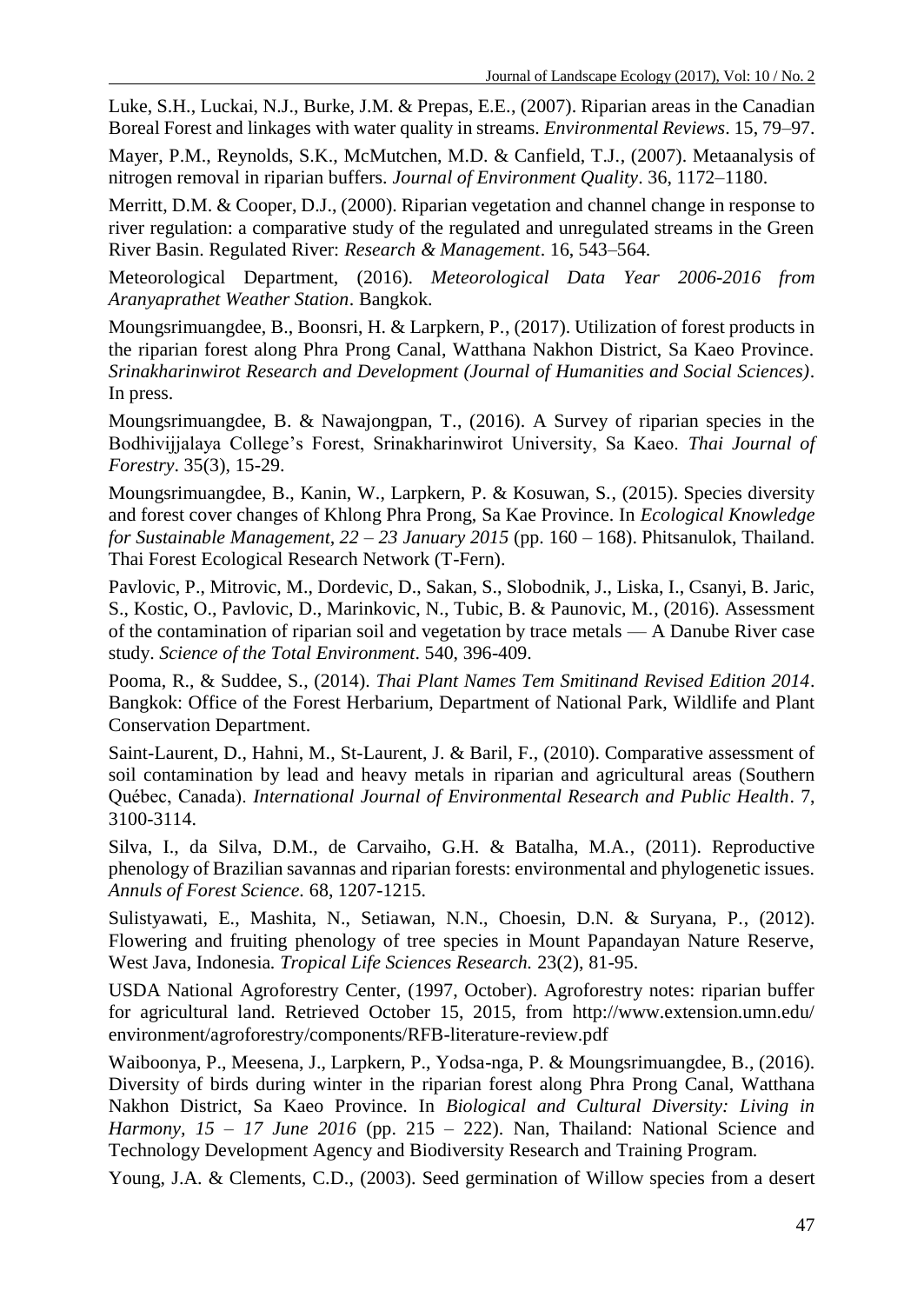Luke, S.H., Luckai, N.J., Burke, J.M. & Prepas, E.E., (2007). Riparian areas in the Canadian Boreal Forest and linkages with water quality in streams. *Environmental Reviews*. 15, 79–97.

Mayer, P.M., Reynolds, S.K., McMutchen, M.D. & Canfield, T.J., (2007). Metaanalysis of nitrogen removal in riparian buffers. *Journal of Environment Quality*. 36, 1172–1180.

Merritt, D.M. & Cooper, D.J., (2000). Riparian vegetation and channel change in response to river regulation: a comparative study of the regulated and unregulated streams in the Green River Basin. Regulated River: *Research & Management*. 16, 543–564.

Meteorological Department, (2016). *Meteorological Data Year 2006-2016 from Aranyaprathet Weather Station*. Bangkok.

Moungsrimuangdee, B., Boonsri, H. & Larpkern, P., (2017). Utilization of forest products in the riparian forest along Phra Prong Canal, Watthana Nakhon District, Sa Kaeo Province. *Srinakharinwirot Research and Development (Journal of Humanities and Social Sciences)*. In press.

Moungsrimuangdee, B. & Nawajongpan, T., (2016). A Survey of riparian species in the Bodhivijjalaya College's Forest, Srinakharinwirot University, Sa Kaeo. *Thai Journal of Forestry*. 35(3), 15-29.

Moungsrimuangdee, B., Kanin, W., Larpkern, P. & Kosuwan, S., (2015). Species diversity and forest cover changes of Khlong Phra Prong, Sa Kae Province. In *Ecological Knowledge for Sustainable Management, 22 – 23 January 2015* (pp. 160 – 168). Phitsanulok, Thailand. Thai Forest Ecological Research Network (T-Fern).

Pavlovic, P., Mitrovic, M., Dordevic, D., Sakan, S., Slobodnik, J., Liska, I., Csanyi, B. Jaric, S., Kostic, O., Pavlovic, D., Marinkovic, N., Tubic, B. & Paunovic, M., (2016). Assessment of the contamination of riparian soil and vegetation by trace metals — A Danube River case study. *Science of the Total Environment*. 540, 396-409.

Pooma, R., & Suddee, S., (2014). *Thai Plant Names Tem Smitinand Revised Edition 2014*. Bangkok: Office of the Forest Herbarium, Department of National Park, Wildlife and Plant Conservation Department.

Saint-Laurent, D., Hahni, M., St-Laurent, J. & Baril, F., (2010). Comparative assessment of soil contamination by lead and heavy metals in riparian and agricultural areas (Southern Québec, Canada). *International Journal of Environmental Research and Public Health*. 7, 3100-3114.

Silva, I., da Silva, D.M., de Carvaiho, G.H. & Batalha, M.A., (2011). Reproductive phenology of Brazilian savannas and riparian forests: environmental and phylogenetic issues. *Annuls of Forest Science.* 68, 1207-1215.

Sulistyawati, E., Mashita, N., Setiawan, N.N., Choesin, D.N. & Suryana, P., (2012). Flowering and fruiting phenology of tree species in Mount Papandayan Nature Reserve, West Java, Indonesia. *Tropical Life Sciences Research.* 23(2), 81-95.

USDA National Agroforestry Center, (1997, October). Agroforestry notes: riparian buffer for agricultural land. Retrieved October 15, 2015, from http://www.extension.umn.edu/environment/agroforestry/components/RFB-literature-review.pdf

Waiboonya, P., Meesena, J., Larpkern, P., Yodsa-nga, P. & Moungsrimuangdee, B., (2016). Diversity of birds during winter in the riparian forest along Phra Prong Canal, Watthana Nakhon District, Sa Kaeo Province. In *Biological and Cultural Diversity: Living in Harmony, 15 – 17 June 2016* (pp. 215 – 222). Nan, Thailand: National Science and Technology Development Agency and Biodiversity Research and Training Program.

Young, J.A. & Clements, C.D., (2003). Seed germination of Willow species from a desert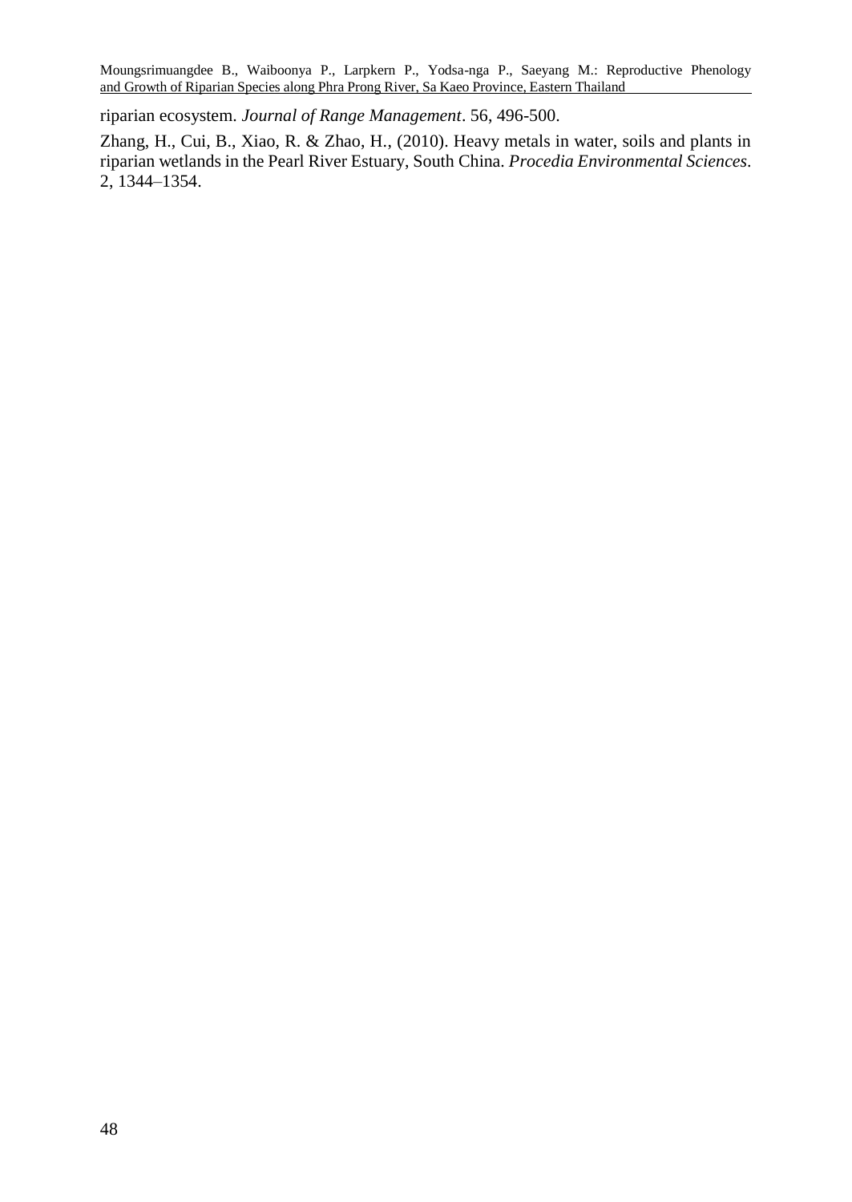riparian ecosystem. *Journal of Range Management*. 56, 496-500.

Zhang, H., Cui, B., Xiao, R. & Zhao, H., (2010). Heavy metals in water, soils and plants in riparian wetlands in the Pearl River Estuary, South China. *Procedia Environmental Sciences*. 2, 1344–1354.